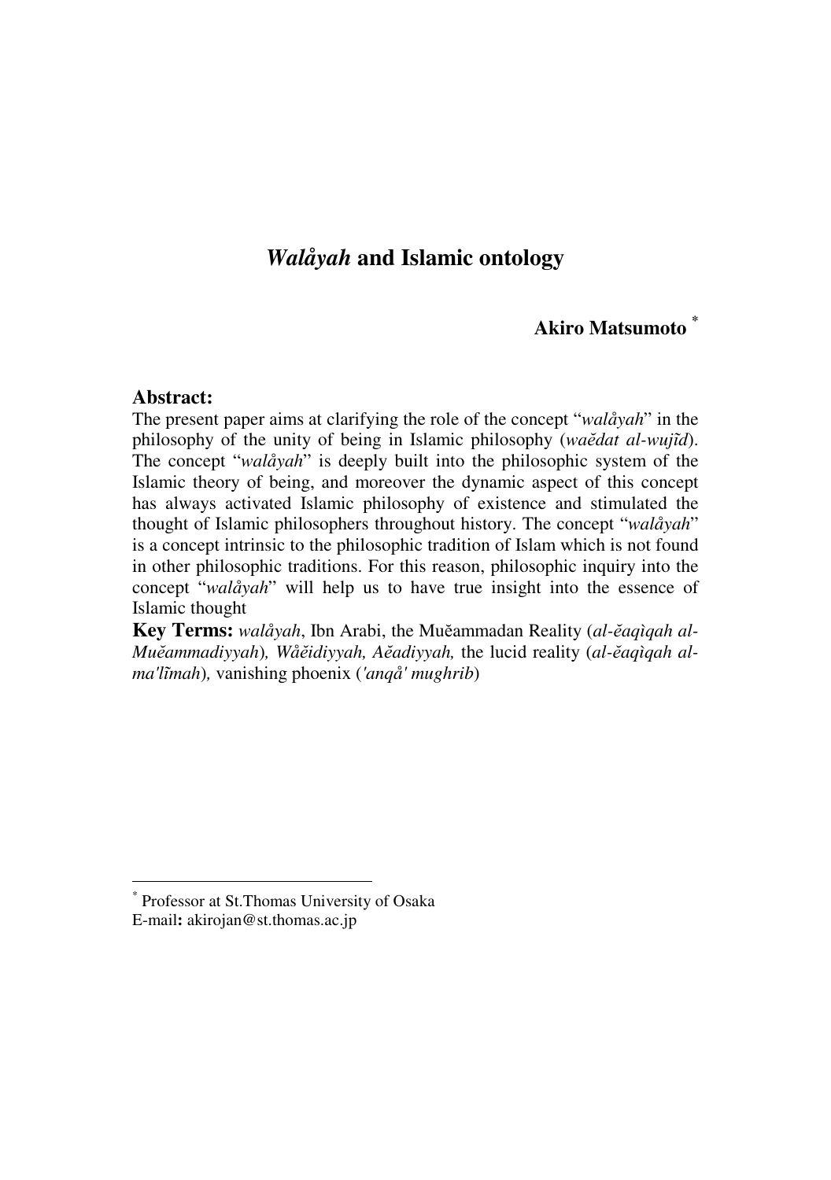# *Walåyah* and Islamic ontology

**Akiro Matsumoto** [*]

## Abstract:

The present paper aims at clarifying the role of the concept "*walåyah*" in the philosophy of the unity of being in Islamic philosophy (*waĕdat al-wujĩd*). The concept "*walåyah*" is deeply built into the philosophic system of the Islamic theory of being, and moreover the dynamic aspect of this concept has always activated Islamic philosophy of existence and stimulated the thought of Islamic philosophers throughout history. The concept "*walåyah*" is a concept intrinsic to the philosophic tradition of Islam which is not found in other philosophic traditions. For this reason, philosophic inquiry into the concept "*walåyah*" will help us to have true insight into the essence of Islamic thought

**Key Terms:** *walåyah*, Ibn Arabi, the Muĕammadan Reality (*al-ĕaqìqah al-Muĕammadiyyah*)*, Wåĕidiyyah, Aĕadiyyah,* the lucid reality (*al-ĕaqìqah al-ma'lĩmah*)*,* vanishing phoenix (*'anqå' mughrib*)

---

[*] Professor at St.Thomas University of Osaka
E-mail**:** akirojan@st.thomas.ac.jp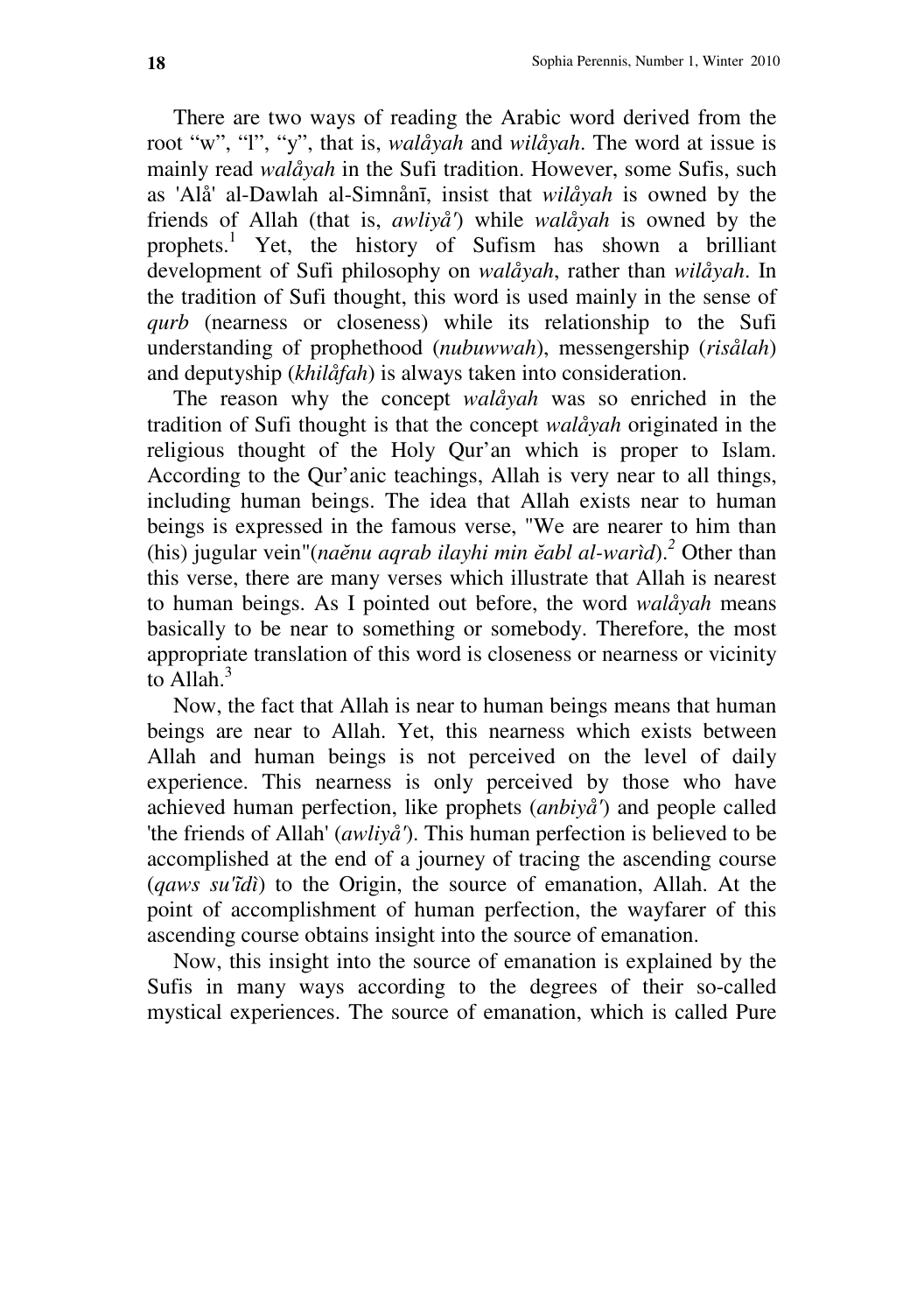There are two ways of reading the Arabic word derived from the root "w", "l", "y", that is, *walåyah* and *wilåyah*. The word at issue is mainly read *walåyah* in the Sufi tradition. However, some Sufis, such as 'Alå' al-Dawlah al-Simnånī, insist that *wilåyah* is owned by the friends of Allah (that is, *awliyå'*) while *walåyah* is owned by the prophets.[1] Yet, the history of Sufism has shown a brilliant development of Sufi philosophy on *walåyah*, rather than *wilåyah*. In the tradition of Sufi thought, this word is used mainly in the sense of *qurb* (nearness or closeness) while its relationship to the Sufi understanding of prophethood (*nubuwwah*), messengership (*risålah*) and deputyship (*khilåfah*) is always taken into consideration.

The reason why the concept *walåyah* was so enriched in the tradition of Sufi thought is that the concept *walåyah* originated in the religious thought of the Holy Qur'an which is proper to Islam. According to the Qur'anic teachings, Allah is very near to all things, including human beings. The idea that Allah exists near to human beings is expressed in the famous verse, "We are nearer to him than (his) jugular vein"(*naĕnu aqrab ilayhi min ĕabl al-warìd*).[2] Other than this verse, there are many verses which illustrate that Allah is nearest to human beings. As I pointed out before, the word *walåyah* means basically to be near to something or somebody. Therefore, the most appropriate translation of this word is closeness or nearness or vicinity to Allah.[3]

Now, the fact that Allah is near to human beings means that human beings are near to Allah. Yet, this nearness which exists between Allah and human beings is not perceived on the level of daily experience. This nearness is only perceived by those who have achieved human perfection, like prophets (*anbiyå'*) and people called 'the friends of Allah' (*awliyå'*). This human perfection is believed to be accomplished at the end of a journey of tracing the ascending course (*qaws su'ĭdì*) to the Origin, the source of emanation, Allah. At the point of accomplishment of human perfection, the wayfarer of this ascending course obtains insight into the source of emanation.

Now, this insight into the source of emanation is explained by the Sufis in many ways according to the degrees of their so-called mystical experiences. The source of emanation, which is called Pure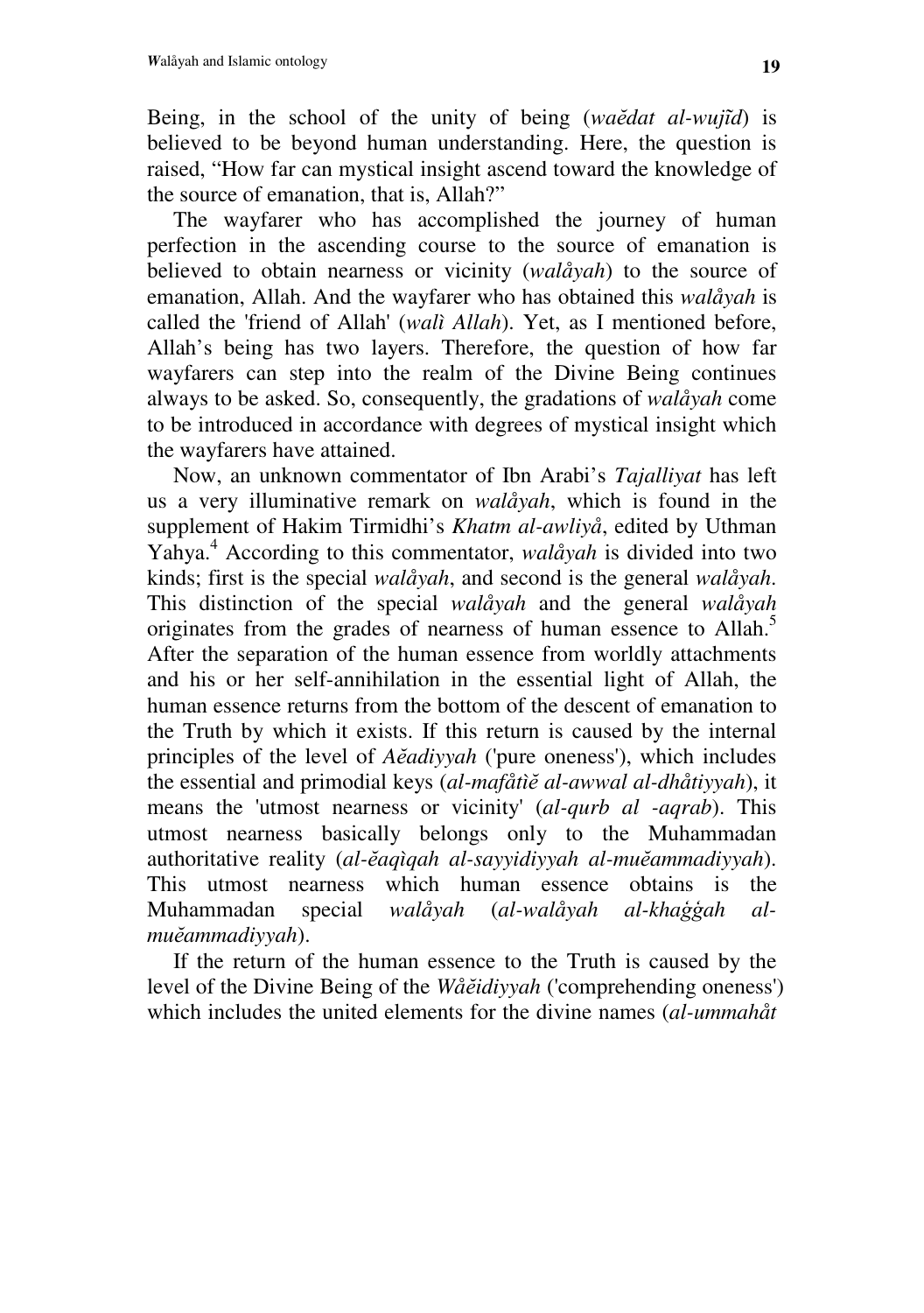Being, in the school of the unity of being (*waĕdat al-wujĭd*) is believed to be beyond human understanding. Here, the question is raised, "How far can mystical insight ascend toward the knowledge of the source of emanation, that is, Allah?"

The wayfarer who has accomplished the journey of human perfection in the ascending course to the source of emanation is believed to obtain nearness or vicinity (*walåyah*) to the source of emanation, Allah. And the wayfarer who has obtained this *walåyah* is called the 'friend of Allah' (*walì Allah*). Yet, as I mentioned before, Allah's being has two layers. Therefore, the question of how far wayfarers can step into the realm of the Divine Being continues always to be asked. So, consequently, the gradations of *walåyah* come to be introduced in accordance with degrees of mystical insight which the wayfarers have attained.

Now, an unknown commentator of Ibn Arabi's *Tajalliyat* has left us a very illuminative remark on *walåyah*, which is found in the supplement of Hakim Tirmidhi's *Khatm al-awliyå*, edited by Uthman Yahya.[4] According to this commentator, *walåyah* is divided into two kinds; first is the special *walåyah*, and second is the general *walåyah*. This distinction of the special *walåyah* and the general *walåyah* originates from the grades of nearness of human essence to Allah.[5] After the separation of the human essence from worldly attachments and his or her self-annihilation in the essential light of Allah, the human essence returns from the bottom of the descent of emanation to the Truth by which it exists. If this return is caused by the internal principles of the level of *Aĕadiyyah* ('pure oneness'), which includes the essential and primodial keys (*al-mafåtìĕ al-awwal al-dhåtiyyah*), it means the 'utmost nearness or vicinity' (*al-qurb al -aqrab*). This utmost nearness basically belongs only to the Muhammadan authoritative reality (*al-ĕaqìqah al-sayyidiyyah al-muĕammadiyyah*). This utmost nearness which human essence obtains is the Muhammadan special *walåyah* (*al-walåyah al-khaġġah al-muĕammadiyyah*).

If the return of the human essence to the Truth is caused by the level of the Divine Being of the *Wåĕidiyyah* ('comprehending oneness') which includes the united elements for the divine names (*al-ummahåt*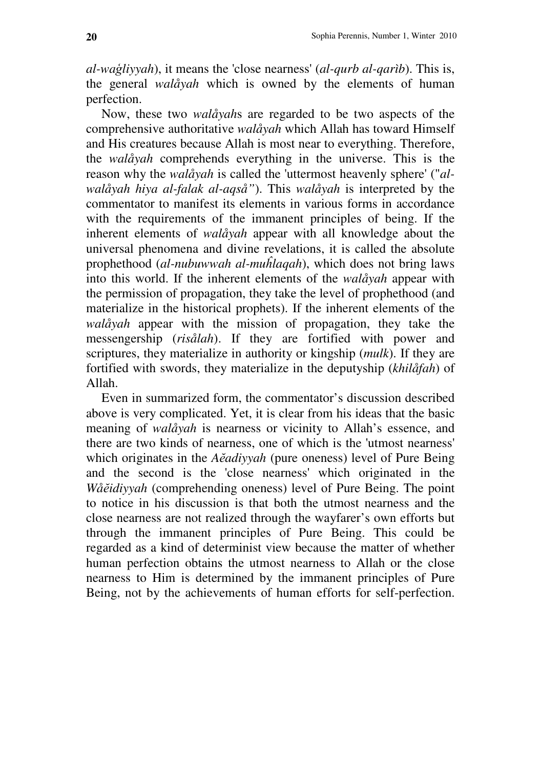*al-waģliyyah*), it means the 'close nearness' (*al-qurb al-qarìb*). This is, the general *walåyah* which is owned by the elements of human perfection.

Now, these two *walåyah*s are regarded to be two aspects of the comprehensive authoritative *walåyah* which Allah has toward Himself and His creatures because Allah is most near to everything. Therefore, the *walåyah* comprehends everything in the universe. This is the reason why the *walåyah* is called the 'uttermost heavenly sphere' ("*al-walåyah hiya al-falak al-aqså"*). This *walåyah* is interpreted by the commentator to manifest its elements in various forms in accordance with the requirements of the immanent principles of being. If the inherent elements of *walåyah* appear with all knowledge about the universal phenomena and divine revelations, it is called the absolute prophethood (*al-nubuwwah al-muĥlaqah*), which does not bring laws into this world. If the inherent elements of the *walåyah* appear with the permission of propagation, they take the level of prophethood (and materialize in the historical prophets). If the inherent elements of the *walåyah* appear with the mission of propagation, they take the messengership (*risålah*). If they are fortified with power and scriptures, they materialize in authority or kingship (*mulk*). If they are fortified with swords, they materialize in the deputyship (*khilåfah*) of Allah.

Even in summarized form, the commentator's discussion described above is very complicated. Yet, it is clear from his ideas that the basic meaning of *walåyah* is nearness or vicinity to Allah's essence, and there are two kinds of nearness, one of which is the 'utmost nearness' which originates in the *Aĕadiyyah* (pure oneness) level of Pure Being and the second is the 'close nearness' which originated in the *Wåĕidiyyah* (comprehending oneness) level of Pure Being. The point to notice in his discussion is that both the utmost nearness and the close nearness are not realized through the wayfarer's own efforts but through the immanent principles of Pure Being. This could be regarded as a kind of determinist view because the matter of whether human perfection obtains the utmost nearness to Allah or the close nearness to Him is determined by the immanent principles of Pure Being, not by the achievements of human efforts for self-perfection.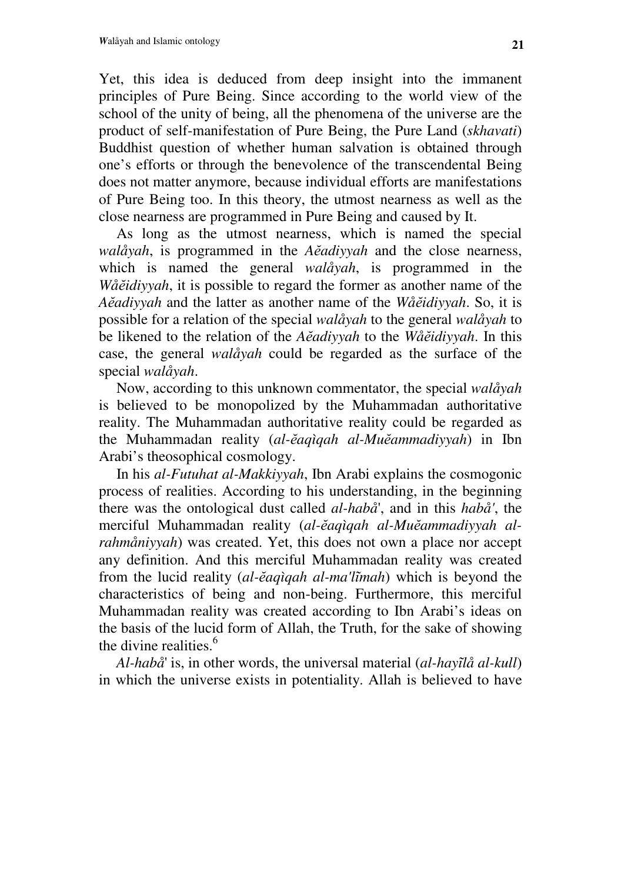Yet, this idea is deduced from deep insight into the immanent principles of Pure Being. Since according to the world view of the school of the unity of being, all the phenomena of the universe are the product of self-manifestation of Pure Being, the Pure Land (*skhavati*) Buddhist question of whether human salvation is obtained through one's efforts or through the benevolence of the transcendental Being does not matter anymore, because individual efforts are manifestations of Pure Being too. In this theory, the utmost nearness as well as the close nearness are programmed in Pure Being and caused by It.

As long as the utmost nearness, which is named the special *walåyah*, is programmed in the *Aĕadiyyah* and the close nearness, which is named the general *walåyah*, is programmed in the *Wåĕidiyyah*, it is possible to regard the former as another name of the *Aĕadiyyah* and the latter as another name of the *Wåĕidiyyah*. So, it is possible for a relation of the special *walåyah* to the general *walåyah* to be likened to the relation of the *Aĕadiyyah* to the *Wåĕidiyyah*. In this case, the general *walåyah* could be regarded as the surface of the special *walåyah*.

Now, according to this unknown commentator, the special *walåyah* is believed to be monopolized by the Muhammadan authoritative reality. The Muhammadan authoritative reality could be regarded as the Muhammadan reality (*al-ĕaqìqah al-Muĕammadiyyah*) in Ibn Arabi's theosophical cosmology.

In his *al-Futuhat al-Makkiyyah*, Ibn Arabi explains the cosmogonic process of realities. According to his understanding, in the beginning there was the ontological dust called *al-habå'*, and in this *habå'*, the merciful Muhammadan reality (*al-ĕaqìqah al-Muĕammadiyyah al-rahmåniyyah*) was created. Yet, this does not own a place nor accept any definition. And this merciful Muhammadan reality was created from the lucid reality (*al-ĕaqìqah al-ma'lĩmah*) which is beyond the characteristics of being and non-being. Furthermore, this merciful Muhammadan reality was created according to Ibn Arabi's ideas on the basis of the lucid form of Allah, the Truth, for the sake of showing the divine realities.[6]

*Al-habå'* is, in other words, the universal material (*al-hayĩlå al-kull*) in which the universe exists in potentiality. Allah is believed to have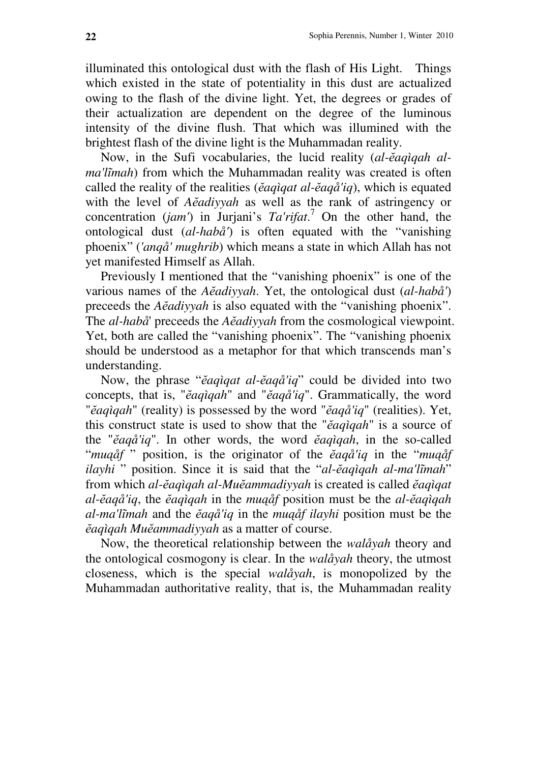illuminated this ontological dust with the flash of His Light. Things which existed in the state of potentiality in this dust are actualized owing to the flash of the divine light. Yet, the degrees or grades of their actualization are dependent on the degree of the luminous intensity of the divine flush. That which was illumined with the brightest flash of the divine light is the Muhammadan reality.

Now, in the Sufi vocabularies, the lucid reality (*al-ĕaqìqah al-ma'lĩmah*) from which the Muhammadan reality was created is often called the reality of the realities (*ĕaqìqat al-ĕaqå'iq*), which is equated with the level of *Aĕadiyyah* as well as the rank of astringency or concentration (*jam'*) in Jurjani's *Ta'rifat*.[7] On the other hand, the ontological dust (*al-habå'*) is often equated with the "vanishing phoenix" (*'anqå' mughrib*) which means a state in which Allah has not yet manifested Himself as Allah.

Previously I mentioned that the "vanishing phoenix" is one of the various names of the *Aĕadiyyah*. Yet, the ontological dust (*al-habå'*) preceeds the *Aĕadiyyah* is also equated with the "vanishing phoenix". The *al-habå'* preceeds the *Aĕadiyyah* from the cosmological viewpoint. Yet, both are called the "vanishing phoenix". The "vanishing phoenix should be understood as a metaphor for that which transcends man's understanding.

Now, the phrase "*ĕaqìqat al-ĕaqå'iq*" could be divided into two concepts, that is, "*ĕaqìqah*" and "*ĕaqå'iq*". Grammatically, the word "*ĕaqìqah*" (reality) is possessed by the word "*ĕaqå'iq*" (realities). Yet, this construct state is used to show that the "*ĕaqìqah*" is a source of the "*ĕaqå'iq*". In other words, the word *ĕaqìqah*, in the so-called "*muąåf* " position, is the originator of the *ĕaqå'iq* in the "*muąåf ilayhi* " position. Since it is said that the "*al-ĕaqìqah al-ma'lĩmah*" from which *al-ĕaqìqah al-Muĕammadiyyah* is created is called *ĕaqìqat al-ĕaqå'iq*, the *ĕaqìqah* in the *muąåf* position must be the *al-ĕaqìqah al-ma'lĩmah* and the *ĕaqå'iq* in the *muąåf ilayhi* position must be the *ĕaqìqah Muĕammadiyyah* as a matter of course.

Now, the theoretical relationship between the *walåyah* theory and the ontological cosmogony is clear. In the *walåyah* theory, the utmost closeness, which is the special *walåyah*, is monopolized by the Muhammadan authoritative reality, that is, the Muhammadan reality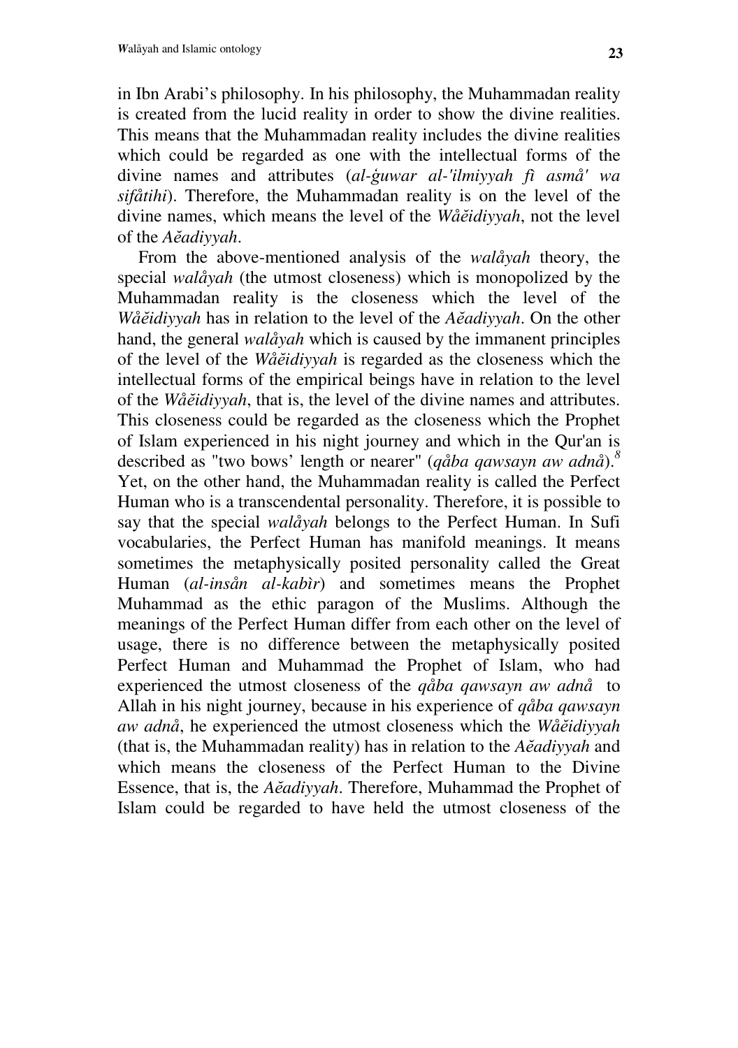in Ibn Arabi's philosophy. In his philosophy, the Muhammadan reality is created from the lucid reality in order to show the divine realities. This means that the Muhammadan reality includes the divine realities which could be regarded as one with the intellectual forms of the divine names and attributes (*al-ġuwar al-'ilmiyyah fi asmå' wa sifåtihi*). Therefore, the Muhammadan reality is on the level of the divine names, which means the level of the *Wåĕidiyyah*, not the level of the *Aĕadiyyah*.

From the above-mentioned analysis of the *walåyah* theory, the special *walåyah* (the utmost closeness) which is monopolized by the Muhammadan reality is the closeness which the level of the *Wåĕidiyyah* has in relation to the level of the *Aĕadiyyah*. On the other hand, the general *walåyah* which is caused by the immanent principles of the level of the *Wåĕidiyyah* is regarded as the closeness which the intellectual forms of the empirical beings have in relation to the level of the *Wåĕidiyyah*, that is, the level of the divine names and attributes. This closeness could be regarded as the closeness which the Prophet of Islam experienced in his night journey and which in the Qur'an is described as "two bows' length or nearer" (*qåba qawsayn aw adnå*).[8] Yet, on the other hand, the Muhammadan reality is called the Perfect Human who is a transcendental personality. Therefore, it is possible to say that the special *walåyah* belongs to the Perfect Human. In Sufi vocabularies, the Perfect Human has manifold meanings. It means sometimes the metaphysically posited personality called the Great Human (*al-insån al-kabìr*) and sometimes means the Prophet Muhammad as the ethic paragon of the Muslims. Although the meanings of the Perfect Human differ from each other on the level of usage, there is no difference between the metaphysically posited Perfect Human and Muhammad the Prophet of Islam, who had experienced the utmost closeness of the *qåba qawsayn aw adnå* to Allah in his night journey, because in his experience of *qåba qawsayn aw adnå*, he experienced the utmost closeness which the *Wåĕidiyyah* (that is, the Muhammadan reality) has in relation to the *Aĕadiyyah* and which means the closeness of the Perfect Human to the Divine Essence, that is, the *Aĕadiyyah*. Therefore, Muhammad the Prophet of Islam could be regarded to have held the utmost closeness of the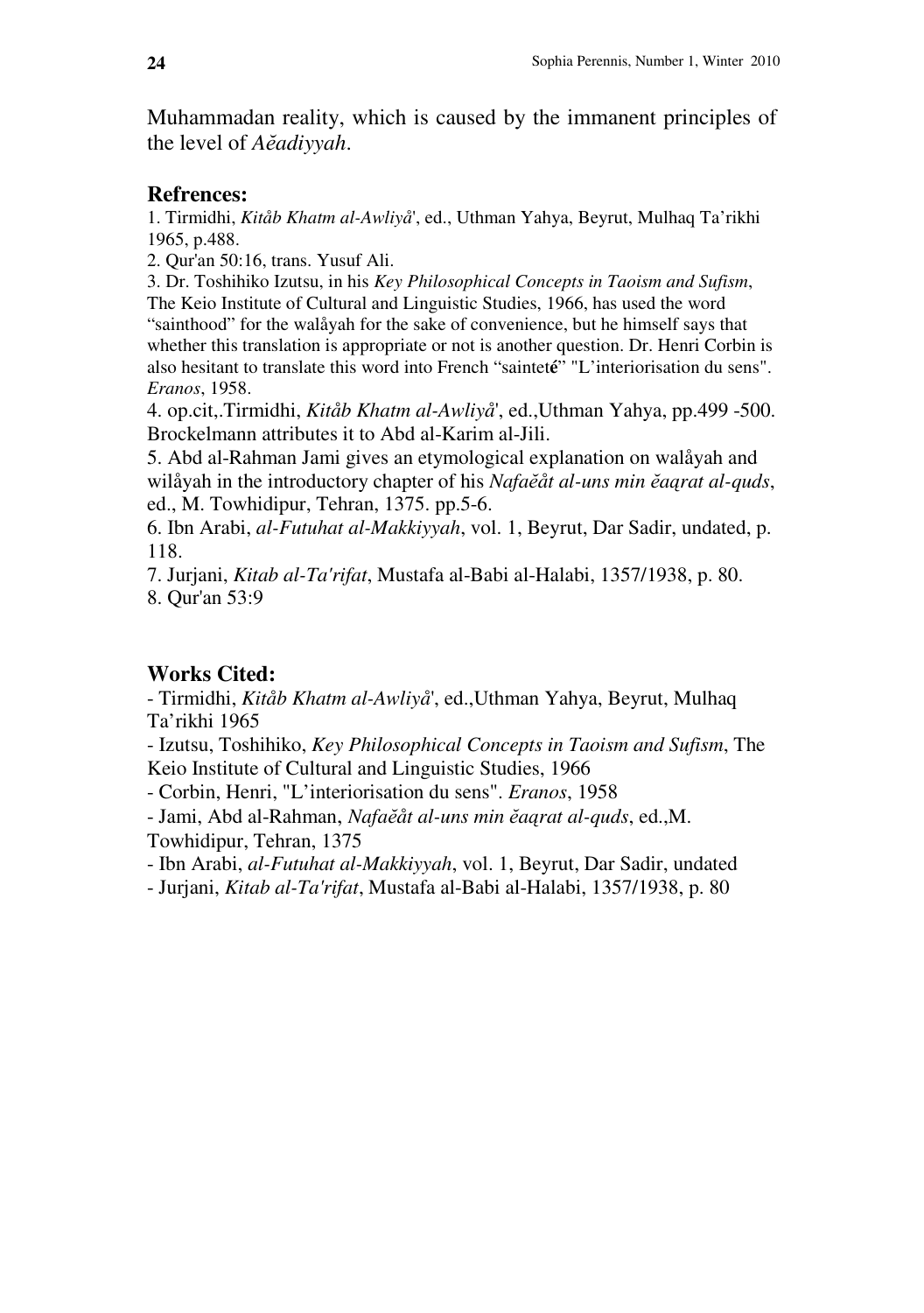Muhammadan reality, which is caused by the immanent principles of the level of *Aĕadiyyah*.

## Refrences:

1. Tirmidhi, *Kitåb Khatm al-Awliyå*', ed., Uthman Yahya, Beyrut, Mulhaq Ta'rikhi 1965, p.488.
2. Qur'an 50:16, trans. Yusuf Ali.
3. Dr. Toshihiko Izutsu, in his *Key Philosophical Concepts in Taoism and Sufism*, The Keio Institute of Cultural and Linguistic Studies, 1966, has used the word "sainthood" for the walåyah for the sake of convenience, but he himself says that whether this translation is appropriate or not is another question. Dr. Henri Corbin is also hesitant to translate this word into French "saintet**é**" "L'interiorisation du sens". *Eranos*, 1958.
4. op.cit,.Tirmidhi, *Kitåb Khatm al-Awliyå*', ed.,Uthman Yahya, pp.499 -500. Brockelmann attributes it to Abd al-Karim al-Jili.
5. Abd al-Rahman Jami gives an etymological explanation on walåyah and wilåyah in the introductory chapter of his *Nafaĕåt al-uns min ĕaąrat al-quds*, ed., M. Towhidipur, Tehran, 1375. pp.5-6.
6. Ibn Arabi, *al-Futuhat al-Makkiyyah*, vol. 1, Beyrut, Dar Sadir, undated, p. 118.
7. Jurjani, *Kitab al-Ta'rifat*, Mustafa al-Babi al-Halabi, 1357/1938, p. 80.
8. Qur'an 53:9

## Works Cited:

- Tirmidhi, *Kitåb Khatm al-Awliyå*', ed.,Uthman Yahya, Beyrut, Mulhaq Ta'rikhi 1965
- Izutsu, Toshihiko, *Key Philosophical Concepts in Taoism and Sufism*, The Keio Institute of Cultural and Linguistic Studies, 1966
- Corbin, Henri, "L'interiorisation du sens". *Eranos*, 1958
- Jami, Abd al-Rahman, *Nafaĕåt al-uns min ĕaąrat al-quds*, ed.,M. Towhidipur, Tehran, 1375
- Ibn Arabi, *al-Futuhat al-Makkiyyah*, vol. 1, Beyrut, Dar Sadir, undated
- Jurjani, *Kitab al-Ta'rifat*, Mustafa al-Babi al-Halabi, 1357/1938, p. 80